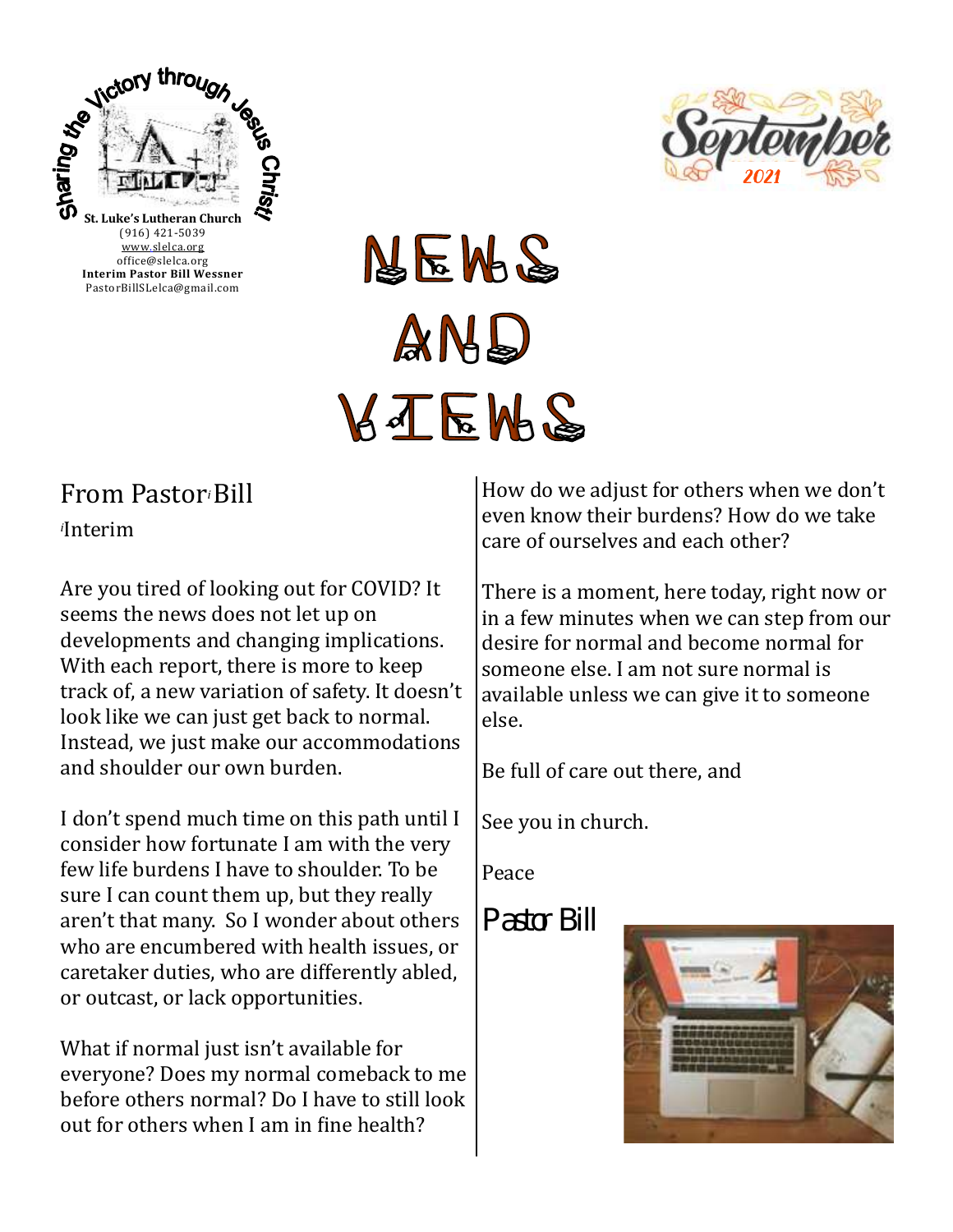Sharing the Victory through Jesus Christ!

**St. Luke's Lutheran Church**
(916) 421-5039
www.slelca.org
office@slelca.org
**Interim Pastor Bill Wessner**
PastorBillSLelca@gmail.com

September 2021

# NEWS AND VIEWS

## From Pastor[i] Bill

[i]Interim

Are you tired of looking out for COVID? It seems the news does not let up on developments and changing implications. With each report, there is more to keep track of, a new variation of safety. It doesn't look like we can just get back to normal. Instead, we just make our accommodations and shoulder our own burden.

I don't spend much time on this path until I consider how fortunate I am with the very few life burdens I have to shoulder. To be sure I can count them up, but they really aren't that many. So I wonder about others who are encumbered with health issues, or caretaker duties, who are differently abled, or outcast, or lack opportunities.

What if normal just isn't available for everyone? Does my normal comeback to me before others normal? Do I have to still look out for others when I am in fine health? How do we adjust for others when we don't even know their burdens? How do we take care of ourselves and each other?

There is a moment, here today, right now or in a few minutes when we can step from our desire for normal and become normal for someone else. I am not sure normal is available unless we can give it to someone else.

Be full of care out there, and

See you in church.

Peace

Pastor Bill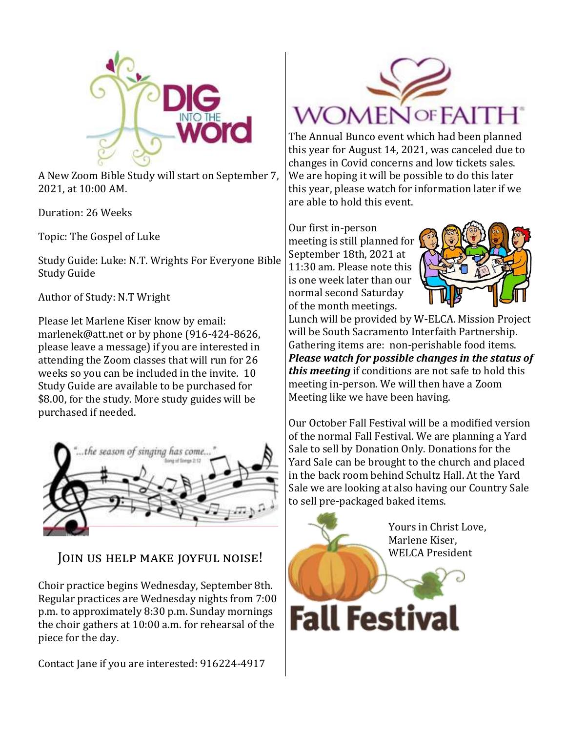A New Zoom Bible Study will start on September 7, 2021, at 10:00 AM.

Duration: 26 Weeks

Topic: The Gospel of Luke

Study Guide: Luke: N.T. Wrights For Everyone Bible Study Guide

Author of Study: N.T Wright

Please let Marlene Kiser know by email: marlenek@att.net or by phone (916-424-8626, please leave a message) if you are interested in attending the Zoom classes that will run for 26 weeks so you can be included in the invite. 10 Study Guide are available to be purchased for $8.00, for the study. More study guides will be purchased if needed.

## JOIN US HELP MAKE JOYFUL NOISE!

Choir practice begins Wednesday, September 8th. Regular practices are Wednesday nights from 7:00 p.m. to approximately 8:30 p.m. Sunday mornings the choir gathers at 10:00 a.m. for rehearsal of the piece for the day.

Contact Jane if you are interested: 916224-4917

The Annual Bunco event which had been planned this year for August 14, 2021, was canceled due to changes in Covid concerns and low tickets sales. We are hoping it will be possible to do this later this year, please watch for information later if we are able to hold this event.

Our first in-person meeting is still planned for September 18th, 2021 at 11:30 am. Please note this is one week later than our normal second Saturday of the month meetings. Lunch will be provided by W-ELCA. Mission Project will be South Sacramento Interfaith Partnership. Gathering items are: non-perishable food items. ***Please watch for possible changes in the status of this meeting*** if conditions are not safe to hold this meeting in-person. We will then have a Zoom Meeting like we have been having.

Our October Fall Festival will be a modified version of the normal Fall Festival. We are planning a Yard Sale to sell by Donation Only. Donations for the Yard Sale can be brought to the church and placed in the back room behind Schultz Hall. At the Yard Sale we are looking at also having our Country Sale to sell pre-packaged baked items.

Yours in Christ Love,
Marlene Kiser,
WELCA President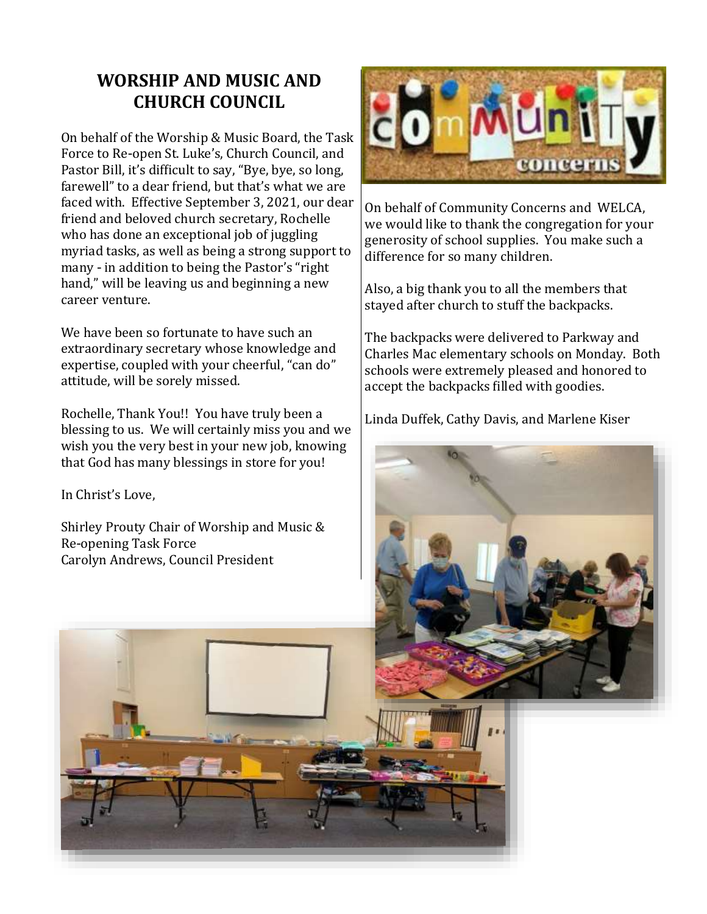## WORSHIP AND MUSIC AND CHURCH COUNCIL

On behalf of the Worship & Music Board, the Task Force to Re-open St. Luke's, Church Council, and Pastor Bill, it's difficult to say, "Bye, bye, so long, farewell" to a dear friend, but that's what we are faced with. Effective September 3, 2021, our dear friend and beloved church secretary, Rochelle who has done an exceptional job of juggling myriad tasks, as well as being a strong support to many - in addition to being the Pastor's "right hand," will be leaving us and beginning a new career venture.

We have been so fortunate to have such an extraordinary secretary whose knowledge and expertise, coupled with your cheerful, "can do" attitude, will be sorely missed.

Rochelle, Thank You!! You have truly been a blessing to us. We will certainly miss you and we wish you the very best in your new job, knowing that God has many blessings in store for you!

In Christ's Love,

Shirley Prouty Chair of Worship and Music & Re-opening Task Force
Carolyn Andrews, Council President

## Community concerns

On behalf of Community Concerns and WELCA, we would like to thank the congregation for your generosity of school supplies. You make such a difference for so many children.

Also, a big thank you to all the members that stayed after church to stuff the backpacks.

The backpacks were delivered to Parkway and Charles Mac elementary schools on Monday. Both schools were extremely pleased and honored to accept the backpacks filled with goodies.

Linda Duffek, Cathy Davis, and Marlene Kiser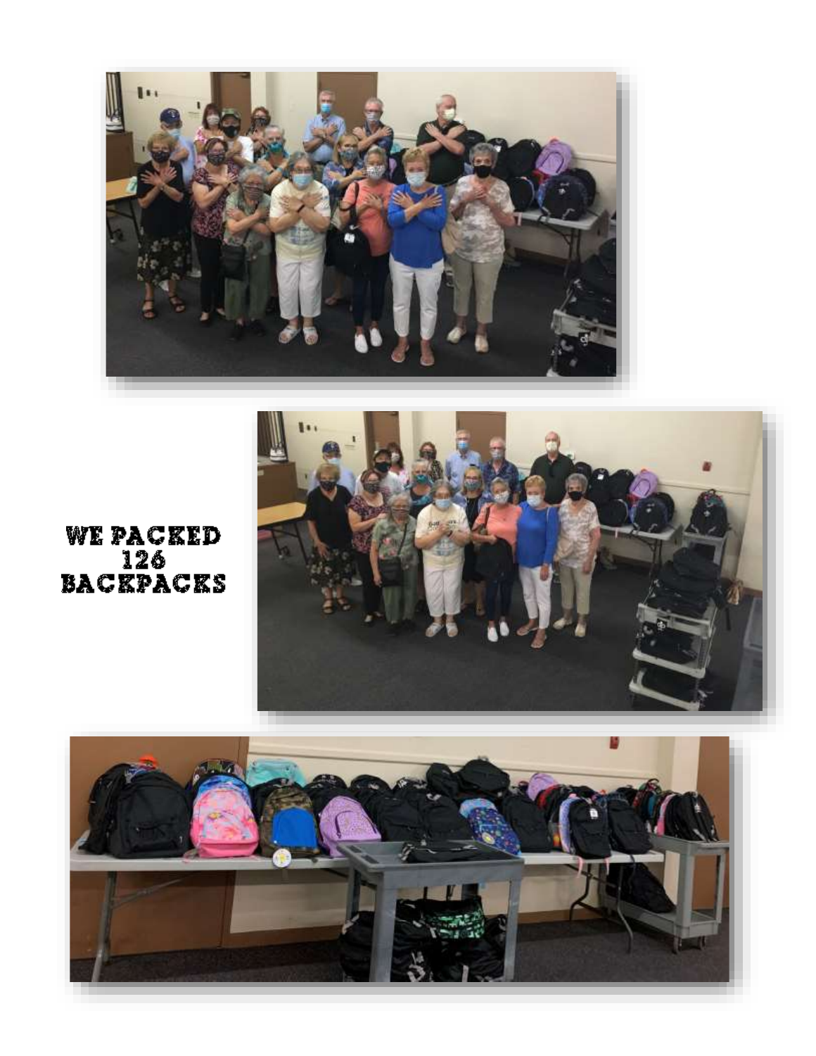WE PACKED 126 BACKPACKS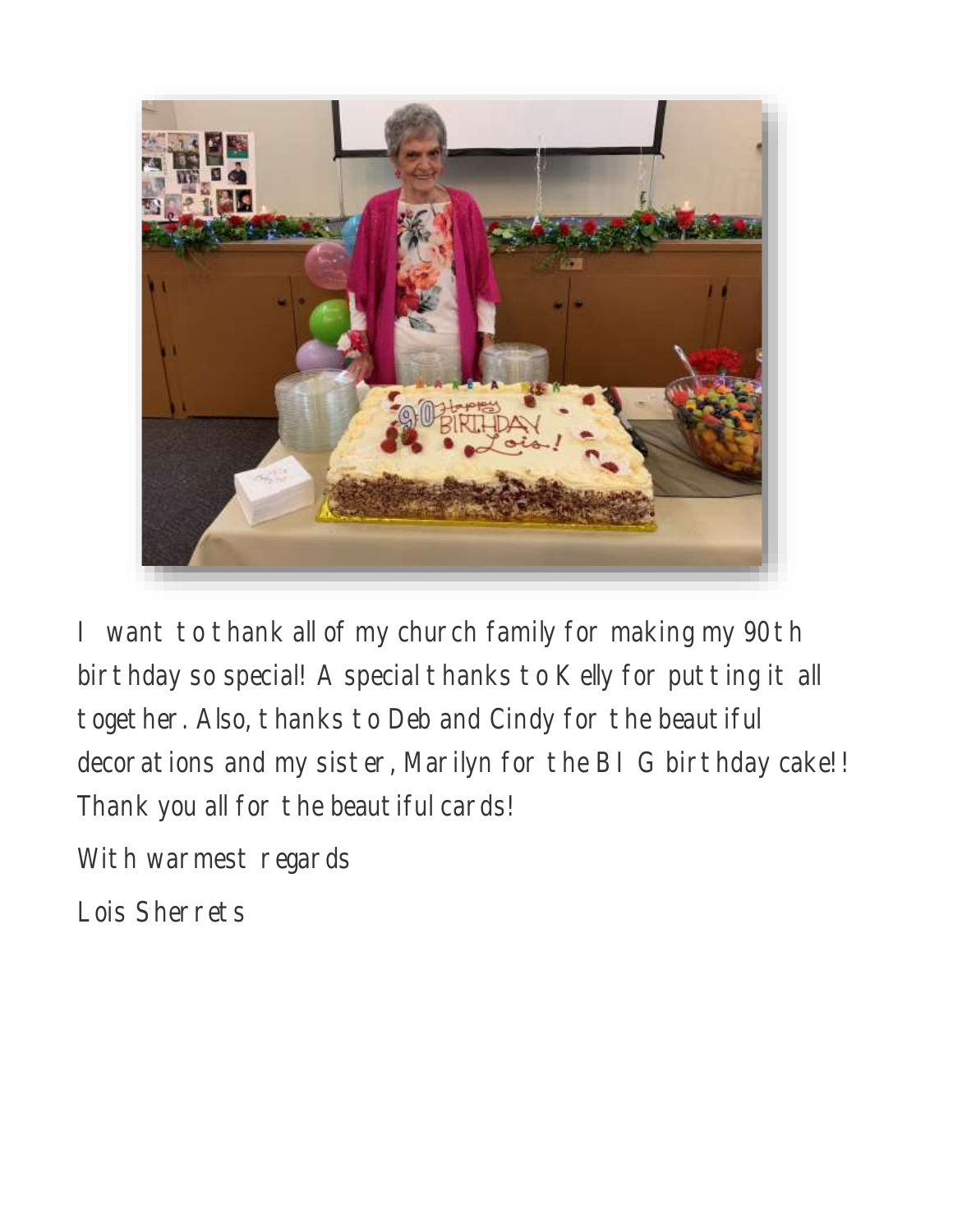I want to thank all of my church family for making my 90th birthday so special! A special thanks to Kelly for putting it all together. Also, thanks to Deb and Cindy for the beautiful decorations and my sister, Marilyn for the BIG birthday cake!! Thank you all for the beautiful cards!

With warmest regards

Lois Sherrets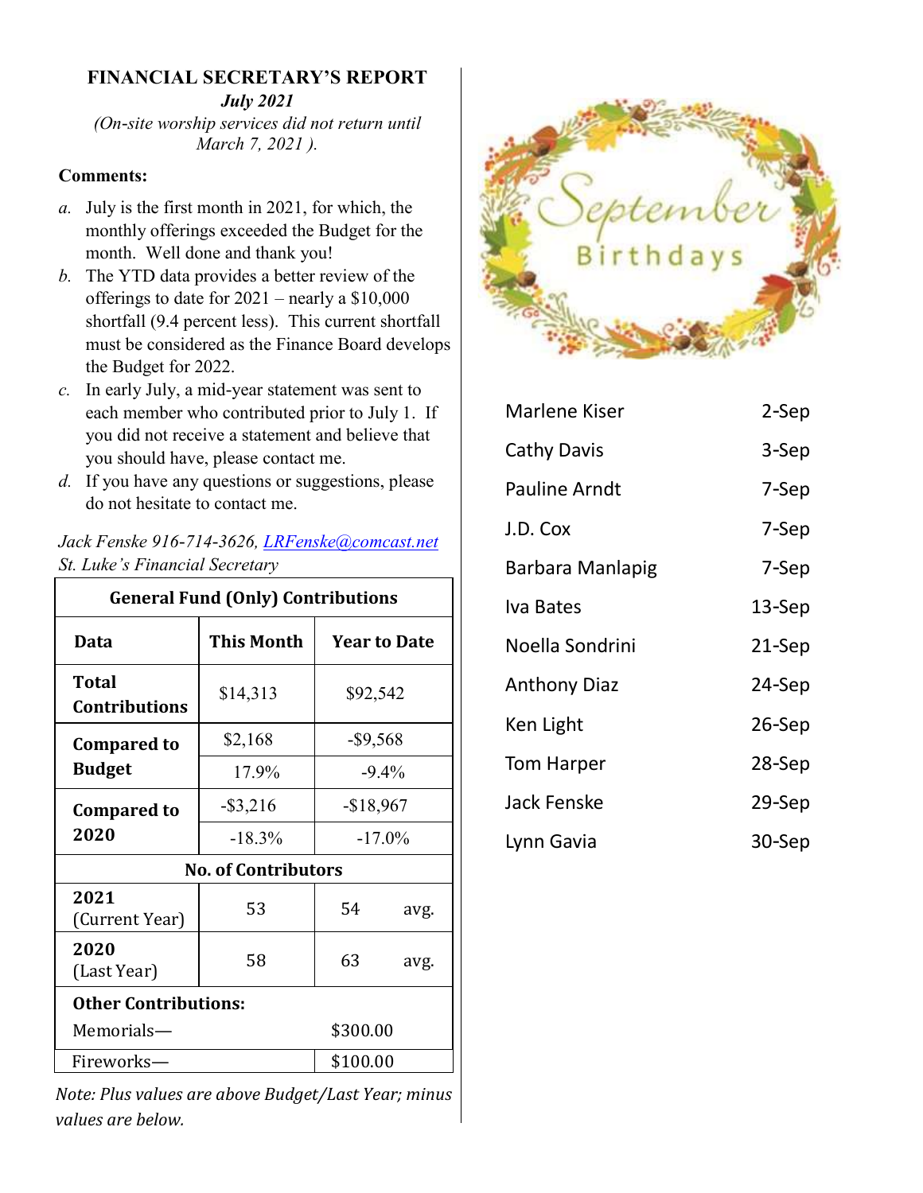# FINANCIAL SECRETARY'S REPORT

***July 2021***

*(On-site worship services did not return until March 7, 2021 ).*

**Comments:**

*a.* July is the first month in 2021, for which, the monthly offerings exceeded the Budget for the month. Well done and thank you!

*b.* The YTD data provides a better review of the offerings to date for 2021 – nearly a $10,000 shortfall (9.4 percent less). This current shortfall must be considered as the Finance Board develops the Budget for 2022.

*c.* In early July, a mid-year statement was sent to each member who contributed prior to July 1. If you did not receive a statement and believe that you should have, please contact me.

*d.* If you have any questions or suggestions, please do not hesitate to contact me.

*Jack Fenske 916-714-3626, LRFenske@comcast.net*
*St. Luke's Financial Secretary*

| General Fund (Only) Contributions | | |
|---|---|---|
| **Data** | **This Month** | **Year to Date** |
| **Total Contributions** | $14,313 | $92,542 |
| **Compared to Budget** | $2,168 | -$9,568 |
| | 17.9% | -9.4% |
| **Compared to 2020** | -$3,216 | -$18,967 |
| | -18.3% | -17.0% |
| **No. of Contributors** | | |
| **2021** (Current Year) | 53 | 54 avg. |
| **2020** (Last Year) | 58 | 63 avg. |
| **Other Contributions:** | | |
| Memorials— | | $300.00 |
| Fireworks— | | $100.00 |

*Note: Plus values are above Budget/Last Year; minus values are below.*

## September Birthdays

| | |
|---|---|
| Marlene Kiser | 2-Sep |
| Cathy Davis | 3-Sep |
| Pauline Arndt | 7-Sep |
| J.D. Cox | 7-Sep |
| Barbara Manlapig | 7-Sep |
| Iva Bates | 13-Sep |
| Noella Sondrini | 21-Sep |
| Anthony Diaz | 24-Sep |
| Ken Light | 26-Sep |
| Tom Harper | 28-Sep |
| Jack Fenske | 29-Sep |
| Lynn Gavia | 30-Sep |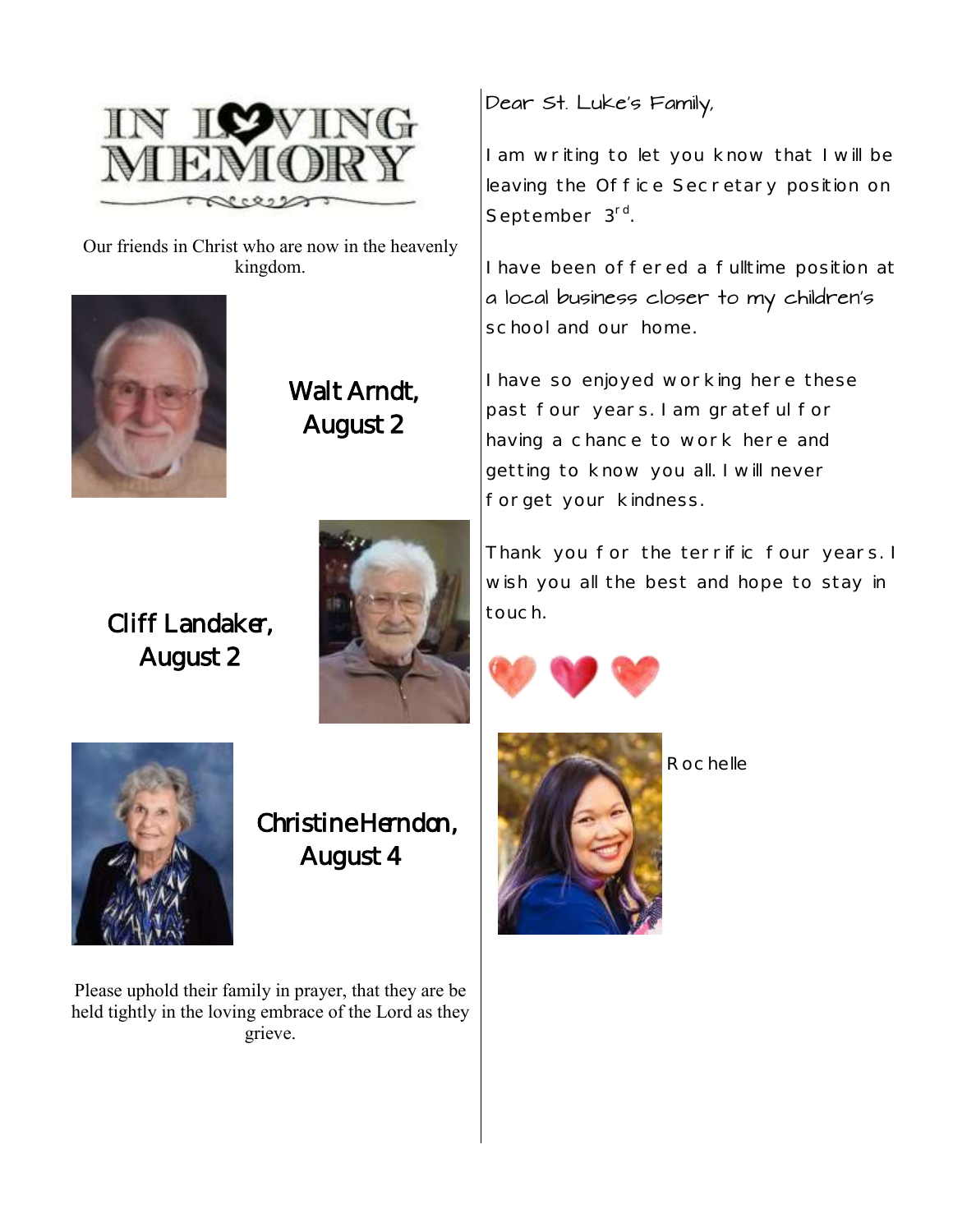# IN LOVING MEMORY

Our friends in Christ who are now in the heavenly kingdom.

**Walt Arndt, August 2**

**Cliff Landaker, August 2**

**Christine Herndon, August 4**

Please uphold their family in prayer, that they are be held tightly in the loving embrace of the Lord as they grieve.

Dear St. Luke's Family,

I am writing to let you know that I will be leaving the Office Secretary position on September 3rd.

I have been offered a fulltime position at a local business closer to my children's school and our home.

I have so enjoyed working here these past four years. I am grateful for having a chance to work here and getting to know you all. I will never forget your kindness.

Thank you for the terrific four years. I wish you all the best and hope to stay in touch.

Rochelle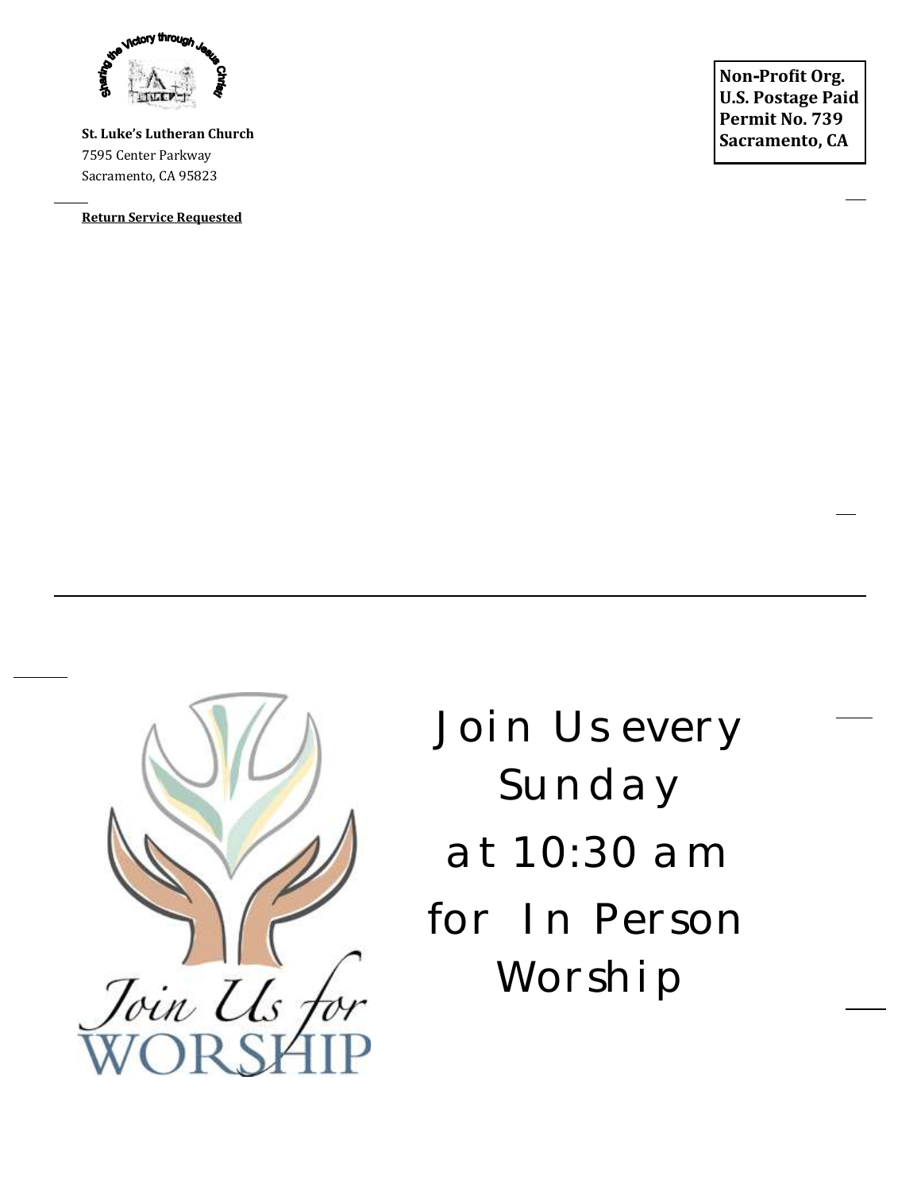**St. Luke's Lutheran Church**
7595 Center Parkway
Sacramento, CA 95823

**Return Service Requested**

**Non-Profit Org.**
**U.S. Postage Paid**
**Permit No. 739**
**Sacramento, CA**

---

Join Us every Sunday at 10:30 am for In Person Worship